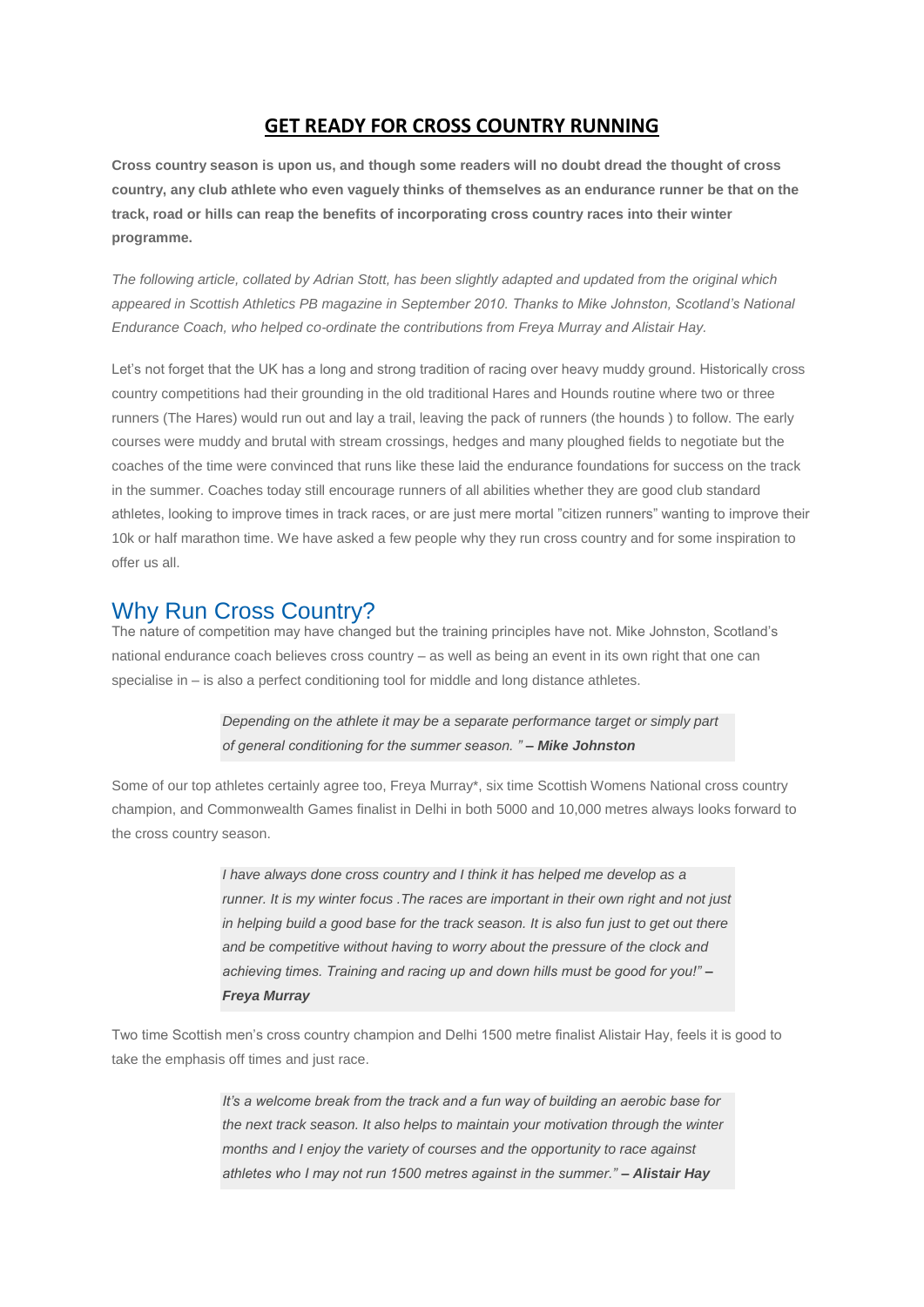# GET READY FOR CROSS COUNTRY RUNNING

**Cross country season is upon us, and though some readers will no doubt dread the thought of cross country, any club athlete who even vaguely thinks of themselves as an endurance runner be that on the track, road or hills can reap the benefits of incorporating cross country races into their winter programme.**

*The following article, collated by Adrian Stott, has been slightly adapted and updated from the original which appeared in Scottish Athletics PB magazine in September 2010. Thanks to Mike Johnston, Scotland's National Endurance Coach, who helped co-ordinate the contributions from Freya Murray and Alistair Hay.*

Let's not forget that the UK has a long and strong tradition of racing over heavy muddy ground. Historically cross country competitions had their grounding in the old traditional Hares and Hounds routine where two or three runners (The Hares) would run out and lay a trail, leaving the pack of runners (the hounds ) to follow. The early courses were muddy and brutal with stream crossings, hedges and many ploughed fields to negotiate but the coaches of the time were convinced that runs like these laid the endurance foundations for success on the track in the summer. Coaches today still encourage runners of all abilities whether they are good club standard athletes, looking to improve times in track races, or are just mere mortal "citizen runners" wanting to improve their 10k or half marathon time. We have asked a few people why they run cross country and for some inspiration to offer us all.

## Why Run Cross Country?

The nature of competition may have changed but the training principles have not. Mike Johnston, Scotland's national endurance coach believes cross country – as well as being an event in its own right that one can specialise in – is also a perfect conditioning tool for middle and long distance athletes.

> *Depending on the athlete it may be a separate performance target or simply part of general conditioning for the summer season. " **– Mike Johnston***

Some of our top athletes certainly agree too, Freya Murray*, six time Scottish Womens National cross country champion, and Commonwealth Games finalist in Delhi in both 5000 and 10,000 metres always looks forward to the cross country season.

> *I have always done cross country and I think it has helped me develop as a runner. It is my winter focus .The races are important in their own right and not just in helping build a good base for the track season. It is also fun just to get out there and be competitive without having to worry about the pressure of the clock and achieving times. Training and racing up and down hills must be good for you!" **– Freya Murray***

Two time Scottish men's cross country champion and Delhi 1500 metre finalist Alistair Hay, feels it is good to take the emphasis off times and just race.

> *It's a welcome break from the track and a fun way of building an aerobic base for the next track season. It also helps to maintain your motivation through the winter months and I enjoy the variety of courses and the opportunity to race against athletes who I may not run 1500 metres against in the summer." **– Alistair Hay***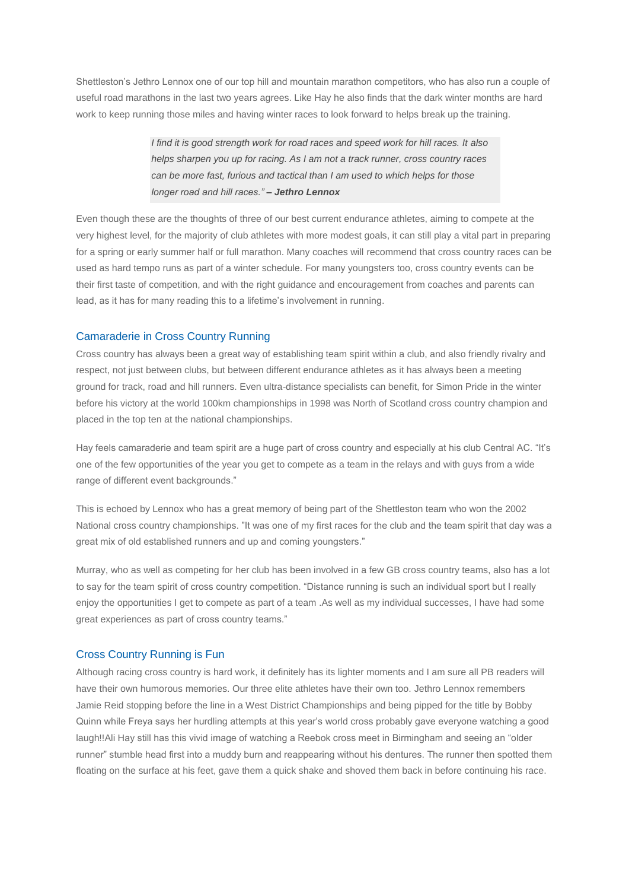Shettleston's Jethro Lennox one of our top hill and mountain marathon competitors, who has also run a couple of useful road marathons in the last two years agrees. Like Hay he also finds that the dark winter months are hard work to keep running those miles and having winter races to look forward to helps break up the training.

> *I find it is good strength work for road races and speed work for hill races. It also helps sharpen you up for racing. As I am not a track runner, cross country races can be more fast, furious and tactical than I am used to which helps for those longer road and hill races." **– Jethro Lennox***

Even though these are the thoughts of three of our best current endurance athletes, aiming to compete at the very highest level, for the majority of club athletes with more modest goals, it can still play a vital part in preparing for a spring or early summer half or full marathon. Many coaches will recommend that cross country races can be used as hard tempo runs as part of a winter schedule. For many youngsters too, cross country events can be their first taste of competition, and with the right guidance and encouragement from coaches and parents can lead, as it has for many reading this to a lifetime's involvement in running.

## Camaraderie in Cross Country Running

Cross country has always been a great way of establishing team spirit within a club, and also friendly rivalry and respect, not just between clubs, but between different endurance athletes as it has always been a meeting ground for track, road and hill runners. Even ultra-distance specialists can benefit, for Simon Pride in the winter before his victory at the world 100km championships in 1998 was North of Scotland cross country champion and placed in the top ten at the national championships.

Hay feels camaraderie and team spirit are a huge part of cross country and especially at his club Central AC. "It's one of the few opportunities of the year you get to compete as a team in the relays and with guys from a wide range of different event backgrounds."

This is echoed by Lennox who has a great memory of being part of the Shettleston team who won the 2002 National cross country championships. "It was one of my first races for the club and the team spirit that day was a great mix of old established runners and up and coming youngsters."

Murray, who as well as competing for her club has been involved in a few GB cross country teams, also has a lot to say for the team spirit of cross country competition. "Distance running is such an individual sport but I really enjoy the opportunities I get to compete as part of a team .As well as my individual successes, I have had some great experiences as part of cross country teams."

## Cross Country Running is Fun

Although racing cross country is hard work, it definitely has its lighter moments and I am sure all PB readers will have their own humorous memories. Our three elite athletes have their own too. Jethro Lennox remembers Jamie Reid stopping before the line in a West District Championships and being pipped for the title by Bobby Quinn while Freya says her hurdling attempts at this year's world cross probably gave everyone watching a good laugh!!Ali Hay still has this vivid image of watching a Reebok cross meet in Birmingham and seeing an "older runner" stumble head first into a muddy burn and reappearing without his dentures. The runner then spotted them floating on the surface at his feet, gave them a quick shake and shoved them back in before continuing his race.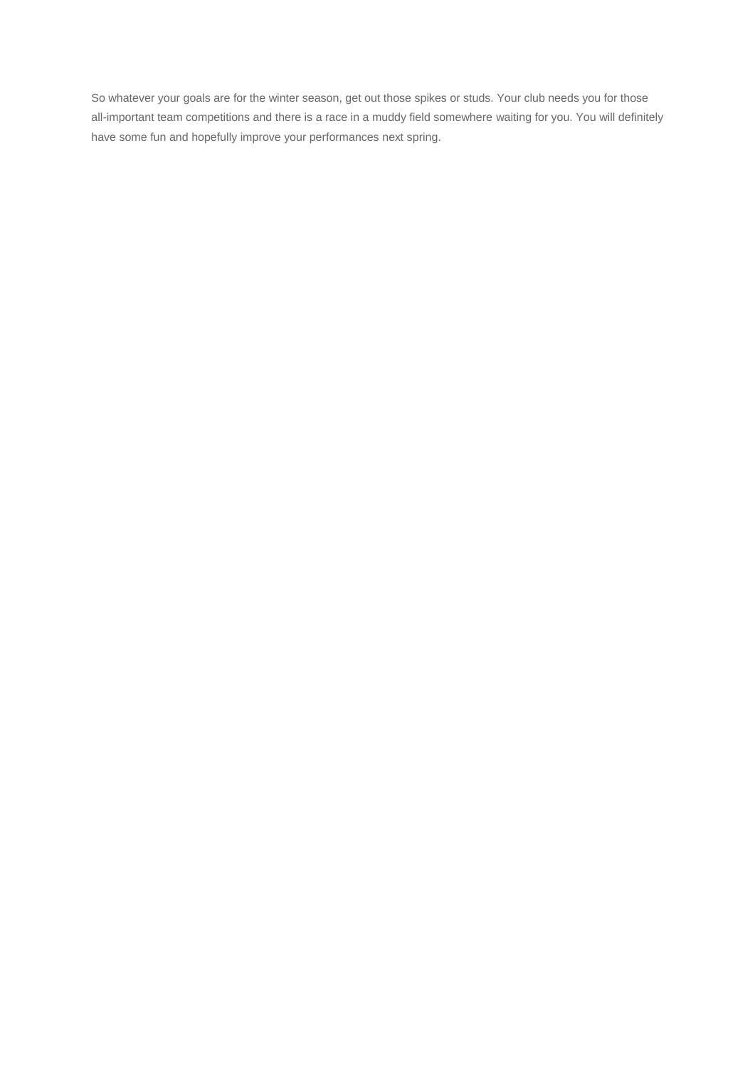So whatever your goals are for the winter season, get out those spikes or studs. Your club needs you for those all-important team competitions and there is a race in a muddy field somewhere waiting for you. You will definitely have some fun and hopefully improve your performances next spring.